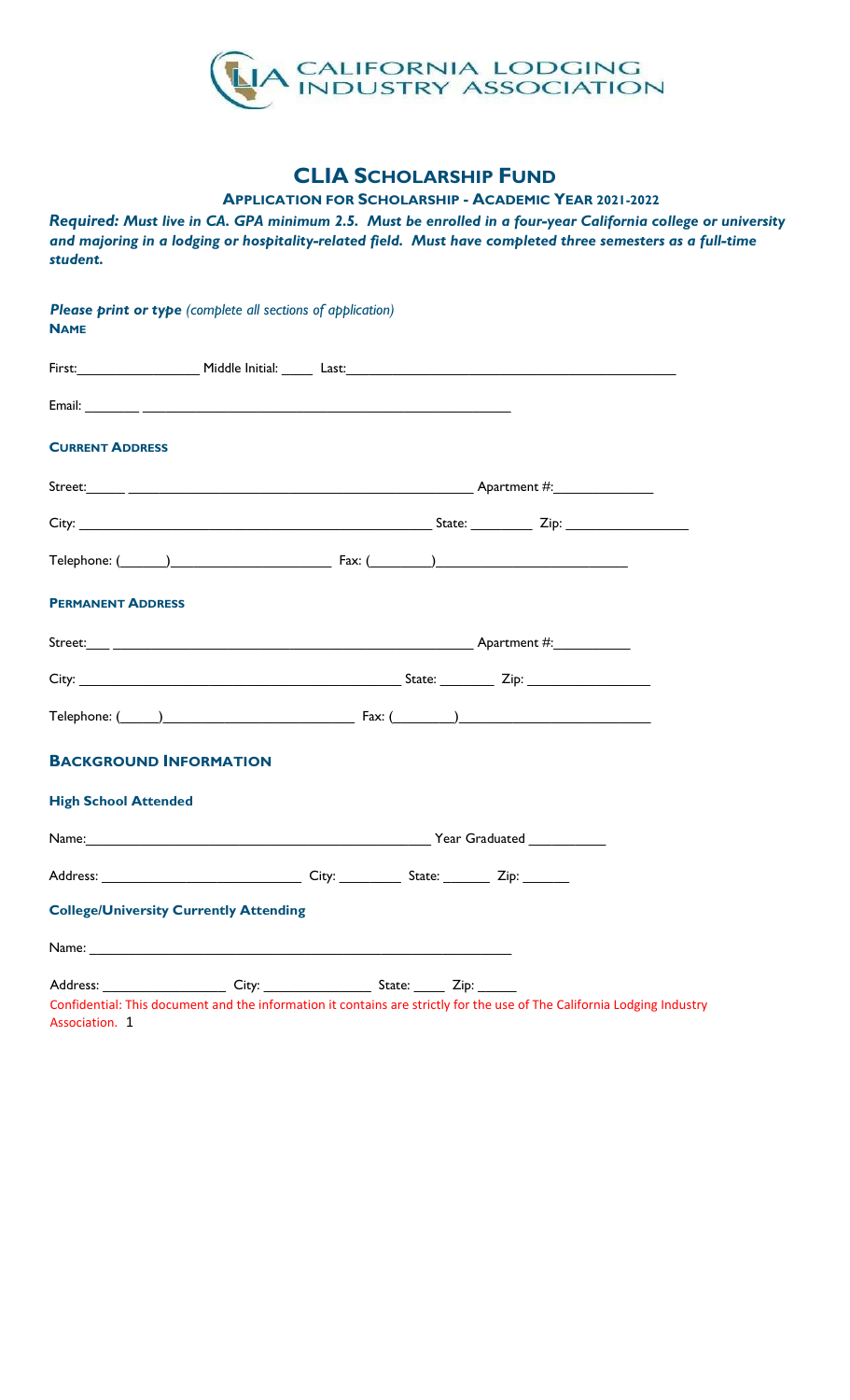CALIFORNIA LODGING INDUSTRY ASSOCIATION

# CLIA SCHOLARSHIP FUND

## APPLICATION FOR SCHOLARSHIP - ACADEMIC YEAR 2021-2022

***Required: Must live in CA. GPA minimum 2.5. Must be enrolled in a four-year California college or university and majoring in a lodging or hospitality-related field. Must have completed three semesters as a full-time student.***

***Please print or type*** *(complete all sections of application)*

**NAME**

First:________________ Middle Initial: _____ Last:____________________________________________

Email: _______ ________________________________________________

**CURRENT ADDRESS**

Street:_____ ____________________________________________ Apartment #:_____________

City: _____________________________________________ State: ________ Zip: ________________

Telephone: (______)_____________________ Fax: (________)________________________

**PERMANENT ADDRESS**

Street:___ ______________________________________________ Apartment #:__________

City: __________________________________________ State: _______ Zip: ________________

Telephone: (_____)________________________ Fax: (________)________________________

### BACKGROUND INFORMATION

**High School Attended**

Name:______________________________________________ Year Graduated __________

Address: __________________________ City: ________ State: ______ Zip: ______

**College/University Currently Attending**

Name: ______________________________________________________

Address: _________________ City: ______________ State: _____ Zip: _____

Confidential: This document and the information it contains are strictly for the use of The California Lodging Industry Association.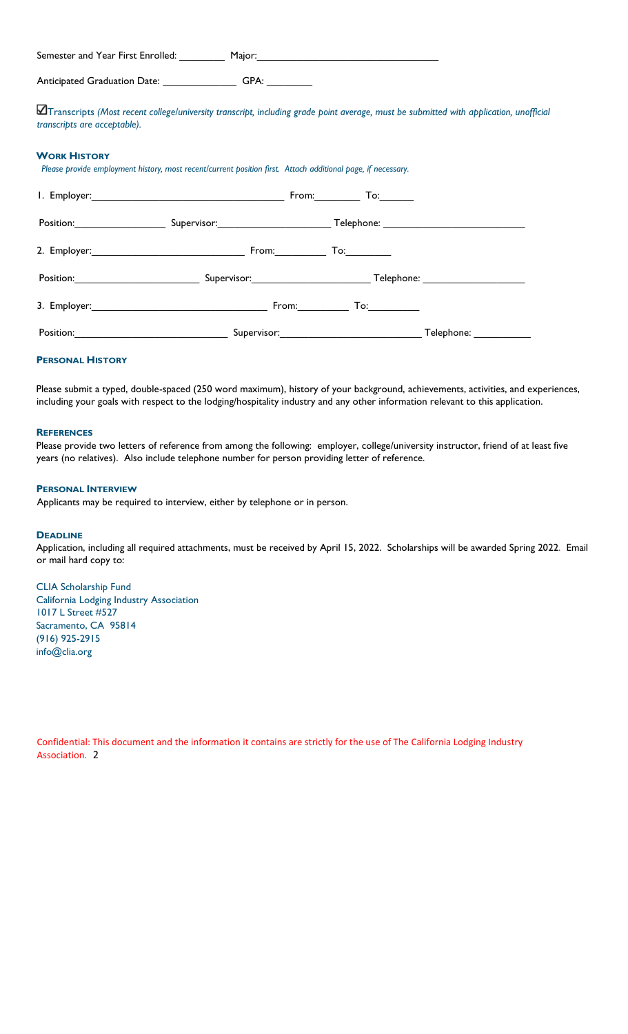Semester and Year First Enrolled: ________ Major: ________________________________

Anticipated Graduation Date: ______________ GPA: ________

☑Transcripts *(Most recent college/university transcript, including grade point average, must be submitted with application, unofficial transcripts are acceptable).*

## WORK HISTORY

*Please provide employment history, most recent/current position first. Attach additional page, if necessary.*

1. Employer: ________________________________ From: ________ To: ______

Position: ________________ Supervisor: ____________________ Telephone: ________________________

2. Employer: ____________________________ From: _________ To: ________

Position: ______________________ Supervisor: _____________________ Telephone: __________________

3. Employer: ______________________________ From: _________ To: _________

Position: ___________________________ Supervisor: _________________________ Telephone: __________

## PERSONAL HISTORY

Please submit a typed, double-spaced (250 word maximum), history of your background, achievements, activities, and experiences, including your goals with respect to the lodging/hospitality industry and any other information relevant to this application.

## REFERENCES

Please provide two letters of reference from among the following: employer, college/university instructor, friend of at least five years (no relatives). Also include telephone number for person providing letter of reference.

## PERSONAL INTERVIEW

Applicants may be required to interview, either by telephone or in person.

## DEADLINE

Application, including all required attachments, must be received by April 15, 2022. Scholarships will be awarded Spring 2022. Email or mail hard copy to:

CLIA Scholarship Fund
California Lodging Industry Association
1017 L Street #527
Sacramento, CA 95814
(916) 925-2915
info@clia.org

Confidential: This document and the information it contains are strictly for the use of The California Lodging Industry Association.